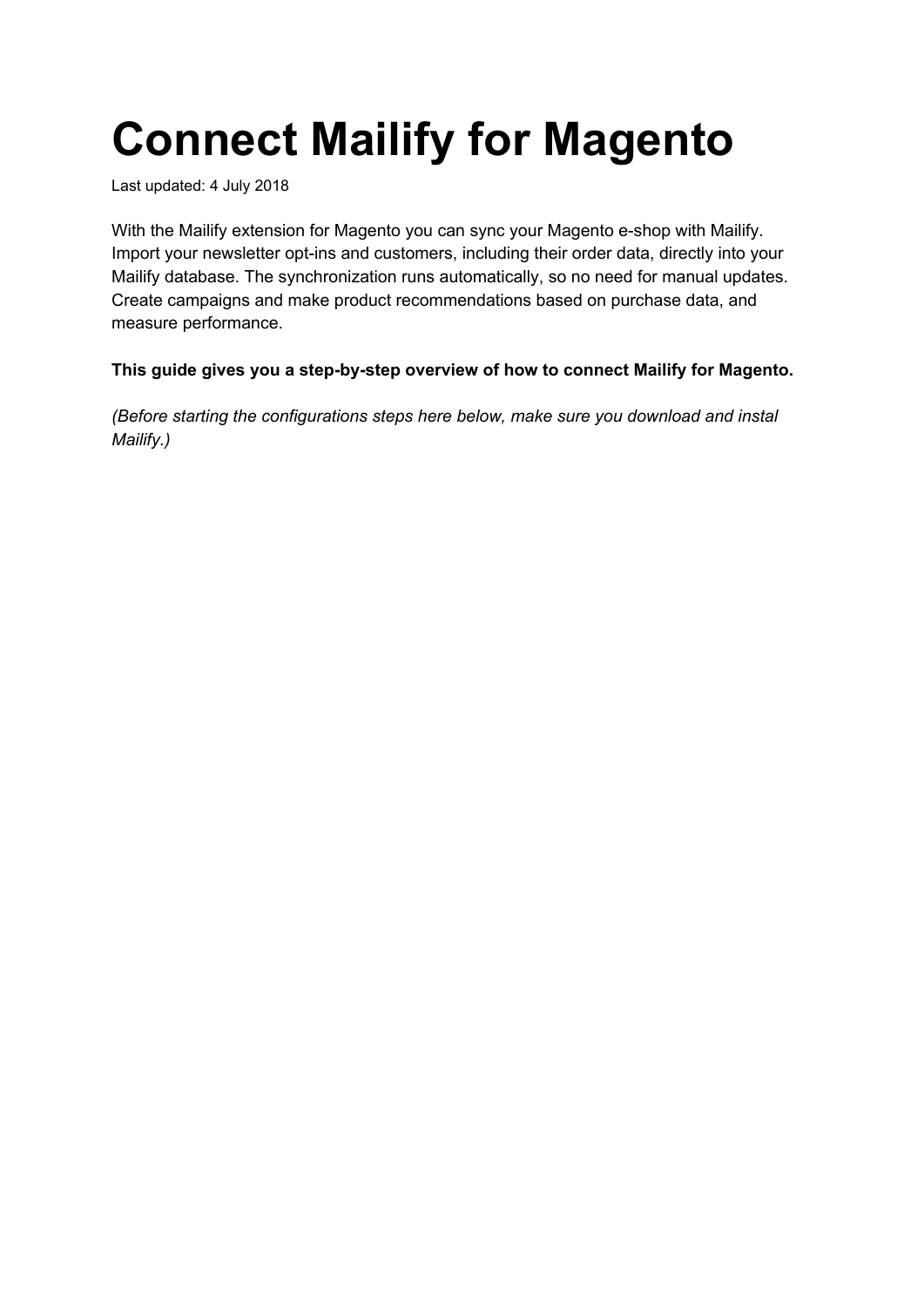# Connect Mailify for Magento

Last updated: 4 July 2018

With the Mailify extension for Magento you can sync your Magento e-shop with Mailify. Import your newsletter opt-ins and customers, including their order data, directly into your Mailify database. The synchronization runs automatically, so no need for manual updates. Create campaigns and make product recommendations based on purchase data, and measure performance.

**This guide gives you a step-by-step overview of how to connect Mailify for Magento.**

*(Before starting the configurations steps here below, make sure you download and instal Mailify.)*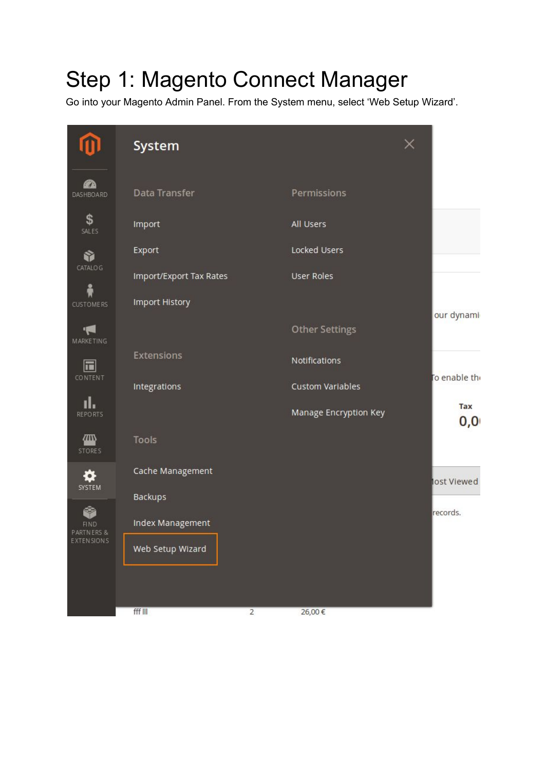# Step 1: Magento Connect Manager

Go into your Magento Admin Panel. From the System menu, select 'Web Setup Wizard'.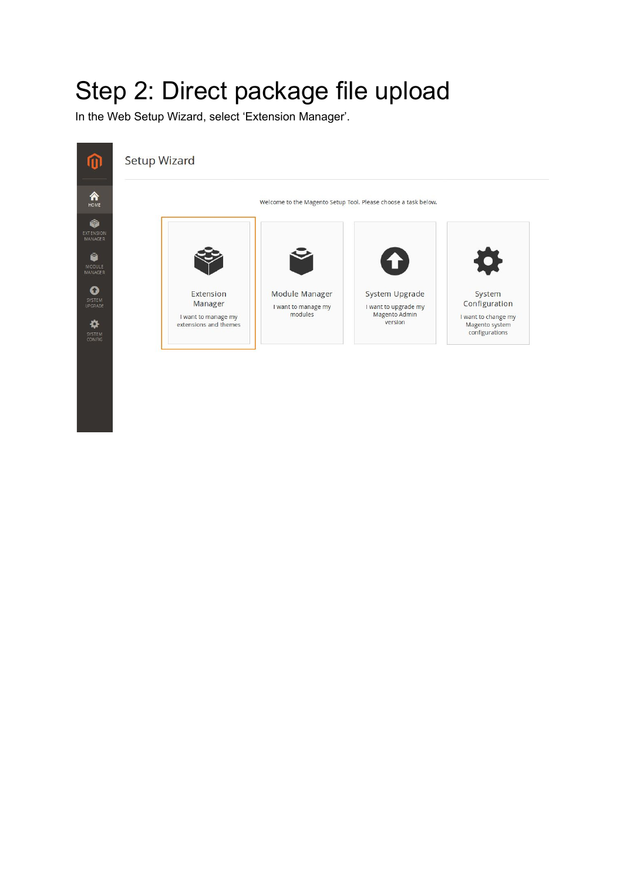# Step 2: Direct package file upload

In the Web Setup Wizard, select 'Extension Manager'.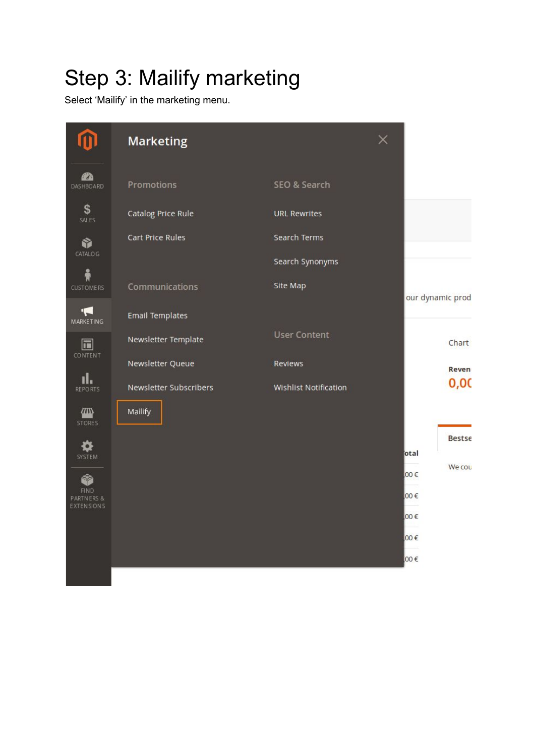# Step 3: Mailify marketing

Select 'Mailify' in the marketing menu.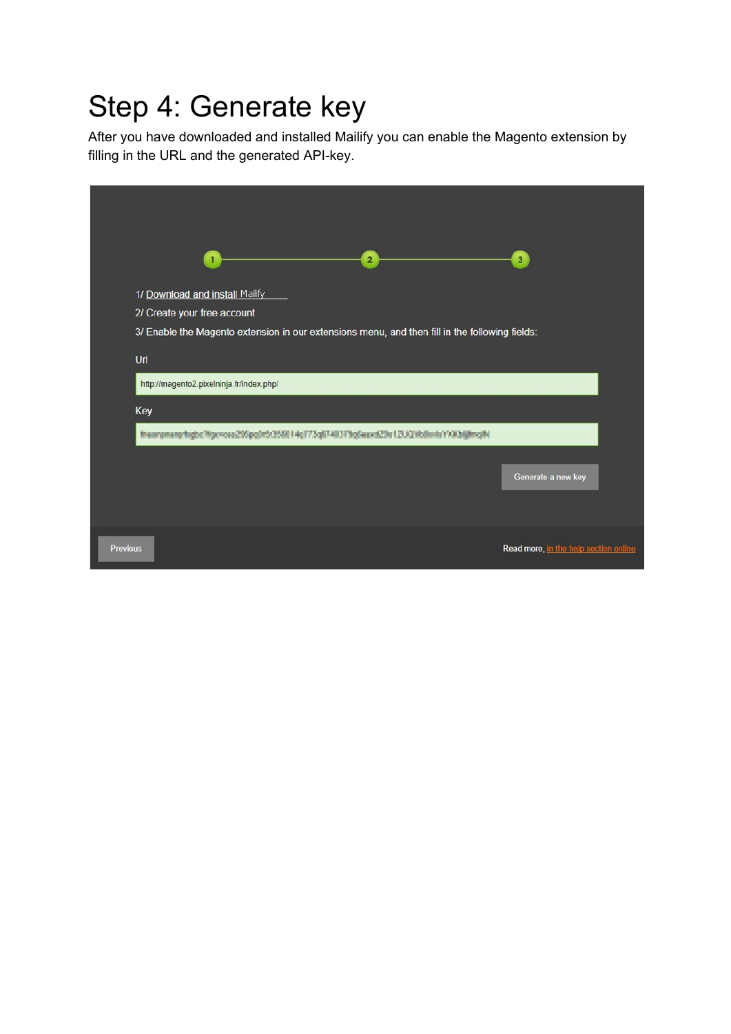# Step 4: Generate key

After you have downloaded and installed Mailify you can enable the Magento extension by filling in the URL and the generated API-key.

1/ Download and install Mailify

2/ Create your free account

3/ Enable the Magento extension in our extensions menu, and then fill in the following fields:

Url

http://magento2.pixelninja.fr/index.php/

Key

Generate a new key

Previous

Read more, in the help section online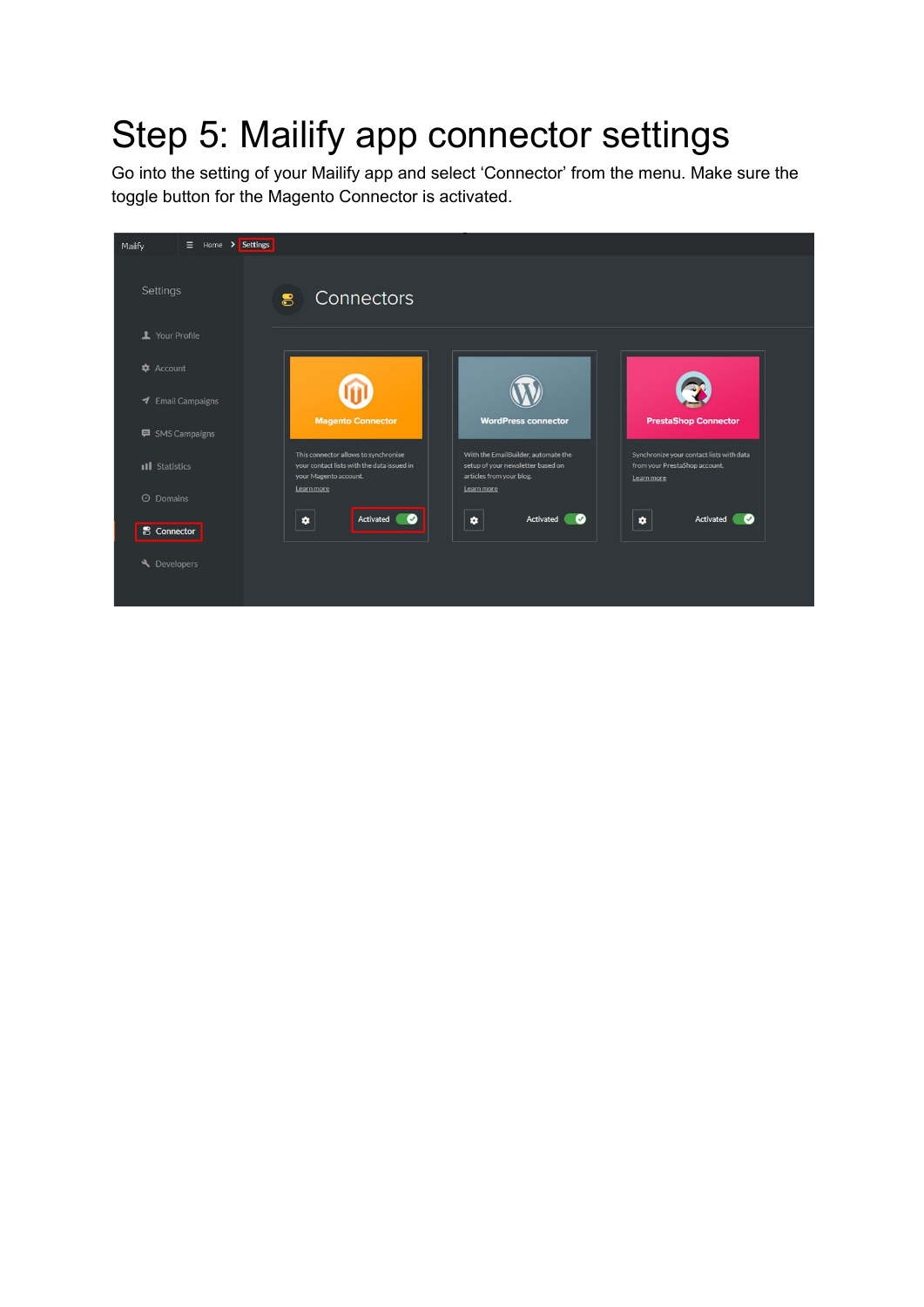# Step 5: Mailify app connector settings

Go into the setting of your Mailify app and select ‘Connector’ from the menu. Make sure the toggle button for the Magento Connector is activated.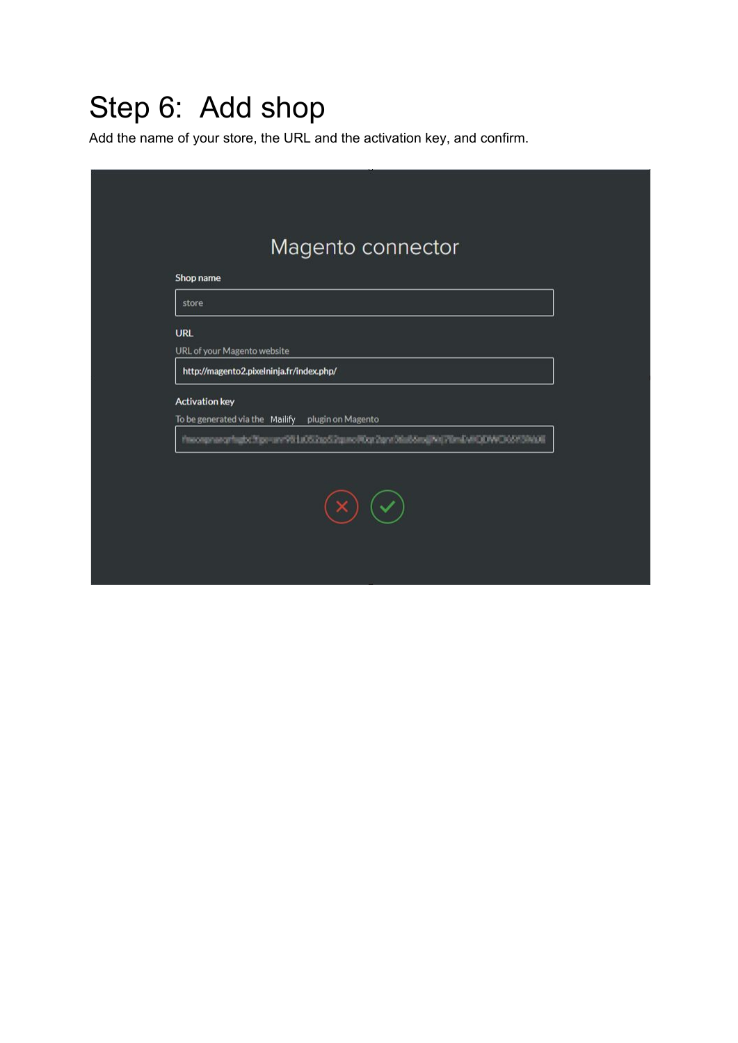# Step 6: Add shop

Add the name of your store, the URL and the activation key, and confirm.

Magento connector

Shop name

store

URL

URL of your Magento website

http://magento2.pixelninja.fr/index.php/

Activation key

To be generated via the Mailify plugin on Magento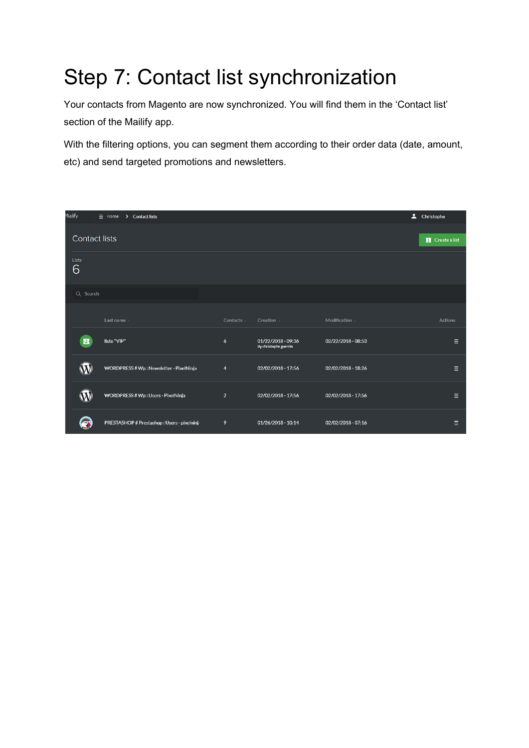# Step 7: Contact list synchronization

Your contacts from Magento are now synchronized. You will find them in the 'Contact list' section of the Mailify app.

With the filtering options, you can segment them according to their order data (date, amount, etc) and send targeted promotions and newsletters.